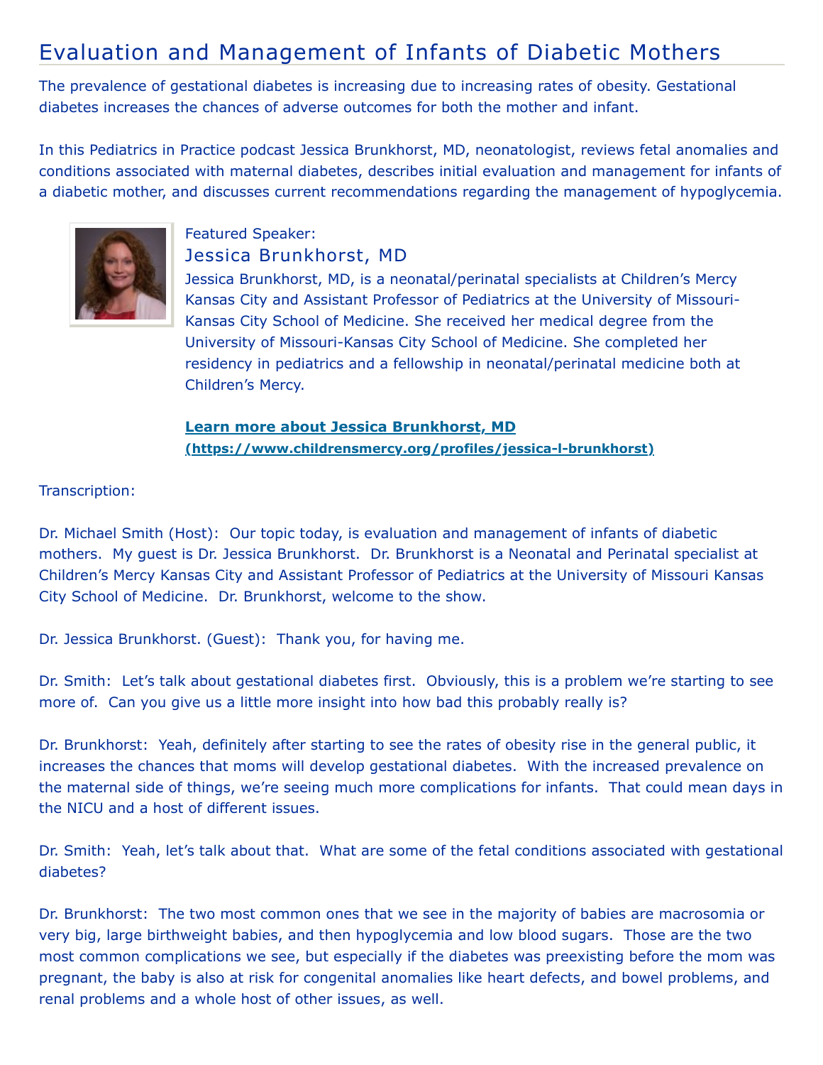# Evaluation and Management of Infants of Diabetic Mothers

The prevalence of gestational diabetes is increasing due to increasing rates of obesity. Gestational diabetes increases the chances of adverse outcomes for both the mother and infant.

In this Pediatrics in Practice podcast Jessica Brunkhorst, MD, neonatologist, reviews fetal anomalies and conditions associated with maternal diabetes, describes initial evaluation and management for infants of a diabetic mother, and discusses current recommendations regarding the management of hypoglycemia.

Featured Speaker:

## Jessica Brunkhorst, MD

Jessica Brunkhorst, MD, is a neonatal/perinatal specialists at Children's Mercy Kansas City and Assistant Professor of Pediatrics at the University of Missouri-Kansas City School of Medicine. She received her medical degree from the University of Missouri-Kansas City School of Medicine. She completed her residency in pediatrics and a fellowship in neonatal/perinatal medicine both at Children's Mercy.

**Learn more about Jessica Brunkhorst, MD (https://www.childrensmercy.org/profiles/jessica-l-brunkhorst)**

Transcription:

Dr. Michael Smith (Host): Our topic today, is evaluation and management of infants of diabetic mothers. My guest is Dr. Jessica Brunkhorst. Dr. Brunkhorst is a Neonatal and Perinatal specialist at Children's Mercy Kansas City and Assistant Professor of Pediatrics at the University of Missouri Kansas City School of Medicine. Dr. Brunkhorst, welcome to the show.

Dr. Jessica Brunkhorst. (Guest): Thank you, for having me.

Dr. Smith: Let's talk about gestational diabetes first. Obviously, this is a problem we're starting to see more of. Can you give us a little more insight into how bad this probably really is?

Dr. Brunkhorst: Yeah, definitely after starting to see the rates of obesity rise in the general public, it increases the chances that moms will develop gestational diabetes. With the increased prevalence on the maternal side of things, we're seeing much more complications for infants. That could mean days in the NICU and a host of different issues.

Dr. Smith: Yeah, let's talk about that. What are some of the fetal conditions associated with gestational diabetes?

Dr. Brunkhorst: The two most common ones that we see in the majority of babies are macrosomia or very big, large birthweight babies, and then hypoglycemia and low blood sugars. Those are the two most common complications we see, but especially if the diabetes was preexisting before the mom was pregnant, the baby is also at risk for congenital anomalies like heart defects, and bowel problems, and renal problems and a whole host of other issues, as well.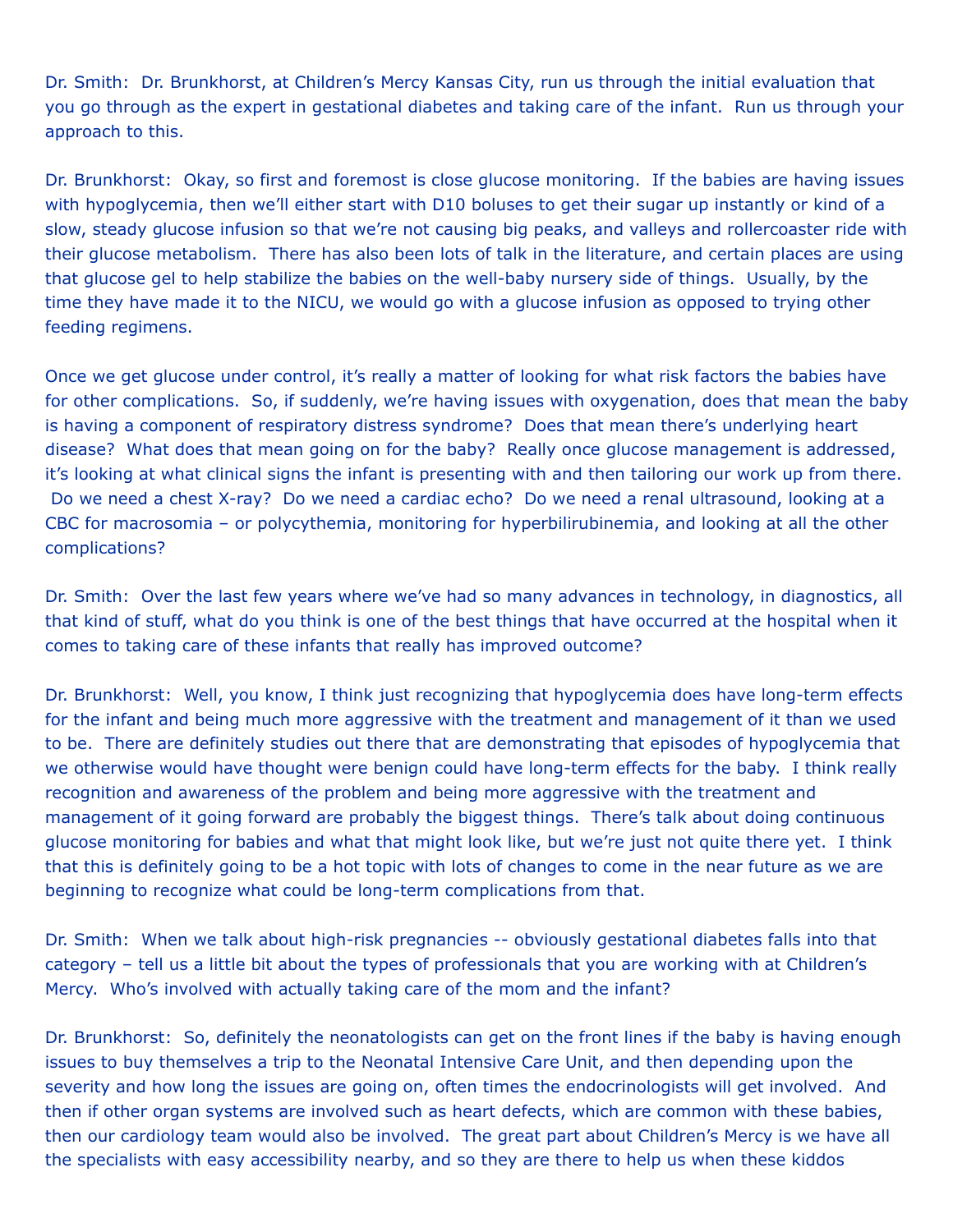Dr. Smith: Dr. Brunkhorst, at Children's Mercy Kansas City, run us through the initial evaluation that you go through as the expert in gestational diabetes and taking care of the infant. Run us through your approach to this.

Dr. Brunkhorst: Okay, so first and foremost is close glucose monitoring. If the babies are having issues with hypoglycemia, then we'll either start with D10 boluses to get their sugar up instantly or kind of a slow, steady glucose infusion so that we're not causing big peaks, and valleys and rollercoaster ride with their glucose metabolism. There has also been lots of talk in the literature, and certain places are using that glucose gel to help stabilize the babies on the well-baby nursery side of things. Usually, by the time they have made it to the NICU, we would go with a glucose infusion as opposed to trying other feeding regimens.

Once we get glucose under control, it's really a matter of looking for what risk factors the babies have for other complications. So, if suddenly, we're having issues with oxygenation, does that mean the baby is having a component of respiratory distress syndrome? Does that mean there's underlying heart disease? What does that mean going on for the baby? Really once glucose management is addressed, it's looking at what clinical signs the infant is presenting with and then tailoring our work up from there. Do we need a chest X-ray? Do we need a cardiac echo? Do we need a renal ultrasound, looking at a CBC for macrosomia – or polycythemia, monitoring for hyperbilirubinemia, and looking at all the other complications?

Dr. Smith: Over the last few years where we've had so many advances in technology, in diagnostics, all that kind of stuff, what do you think is one of the best things that have occurred at the hospital when it comes to taking care of these infants that really has improved outcome?

Dr. Brunkhorst: Well, you know, I think just recognizing that hypoglycemia does have long-term effects for the infant and being much more aggressive with the treatment and management of it than we used to be. There are definitely studies out there that are demonstrating that episodes of hypoglycemia that we otherwise would have thought were benign could have long-term effects for the baby. I think really recognition and awareness of the problem and being more aggressive with the treatment and management of it going forward are probably the biggest things. There's talk about doing continuous glucose monitoring for babies and what that might look like, but we're just not quite there yet. I think that this is definitely going to be a hot topic with lots of changes to come in the near future as we are beginning to recognize what could be long-term complications from that.

Dr. Smith: When we talk about high-risk pregnancies -- obviously gestational diabetes falls into that category – tell us a little bit about the types of professionals that you are working with at Children's Mercy. Who's involved with actually taking care of the mom and the infant?

Dr. Brunkhorst: So, definitely the neonatologists can get on the front lines if the baby is having enough issues to buy themselves a trip to the Neonatal Intensive Care Unit, and then depending upon the severity and how long the issues are going on, often times the endocrinologists will get involved. And then if other organ systems are involved such as heart defects, which are common with these babies, then our cardiology team would also be involved. The great part about Children's Mercy is we have all the specialists with easy accessibility nearby, and so they are there to help us when these kiddos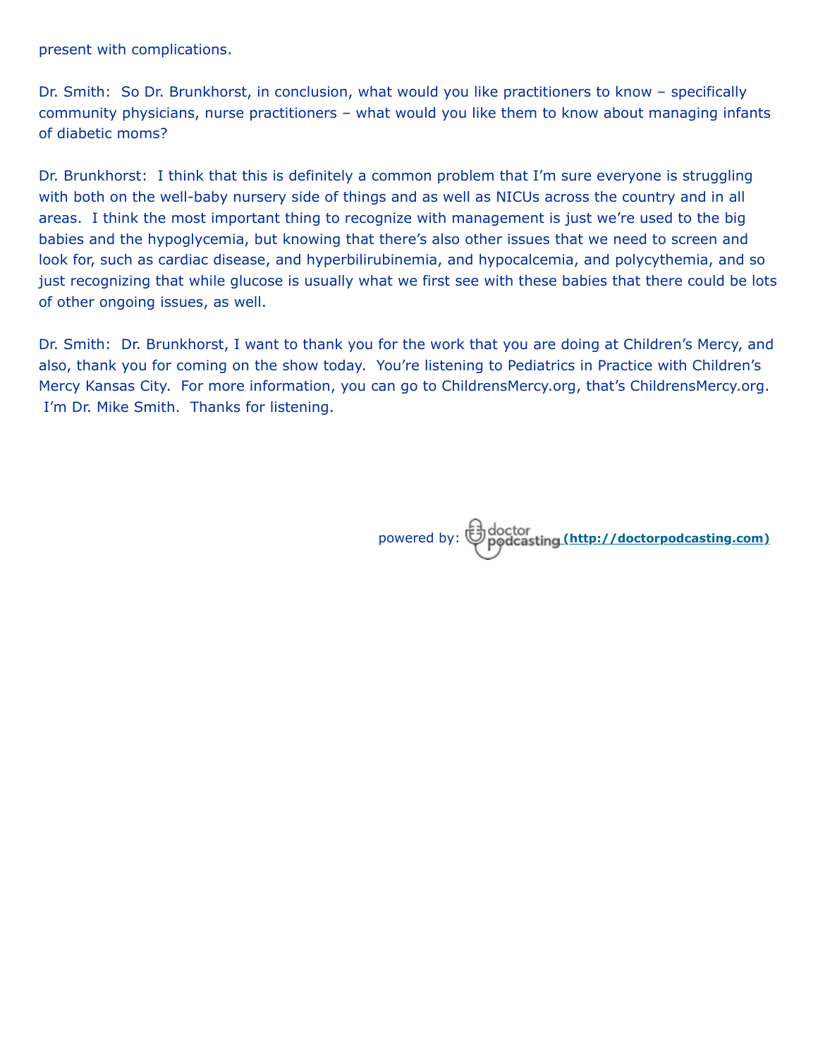present with complications.

Dr. Smith: So Dr. Brunkhorst, in conclusion, what would you like practitioners to know – specifically community physicians, nurse practitioners – what would you like them to know about managing infants of diabetic moms?

Dr. Brunkhorst: I think that this is definitely a common problem that I'm sure everyone is struggling with both on the well-baby nursery side of things and as well as NICUs across the country and in all areas. I think the most important thing to recognize with management is just we're used to the big babies and the hypoglycemia, but knowing that there's also other issues that we need to screen and look for, such as cardiac disease, and hyperbilirubinemia, and hypocalcemia, and polycythemia, and so just recognizing that while glucose is usually what we first see with these babies that there could be lots of other ongoing issues, as well.

Dr. Smith: Dr. Brunkhorst, I want to thank you for the work that you are doing at Children's Mercy, and also, thank you for coming on the show today. You're listening to Pediatrics in Practice with Children's Mercy Kansas City. For more information, you can go to ChildrensMercy.org, that's ChildrensMercy.org. I'm Dr. Mike Smith. Thanks for listening.

powered by: doctor podcasting (http://doctorpodcasting.com)